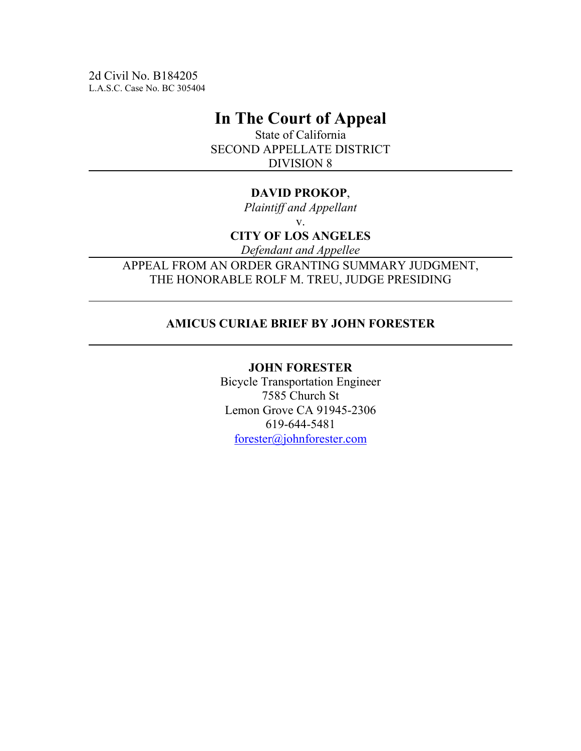2d Civil No. B184205
L.A.S.C. Case No. BC 305404

# In The Court of Appeal

State of California
SECOND APPELLATE DISTRICT
DIVISION 8

---

**DAVID PROKOP**,
*Plaintiff and Appellant*
v.
**CITY OF LOS ANGELES**
*Defendant and Appellee*

---

APPEAL FROM AN ORDER GRANTING SUMMARY JUDGMENT,
THE HONORABLE ROLF M. TREU, JUDGE PRESIDING

---

**AMICUS CURIAE BRIEF BY JOHN FORESTER**

---

**JOHN FORESTER**
Bicycle Transportation Engineer
7585 Church St
Lemon Grove CA 91945-2306
619-644-5481
forester@johnforester.com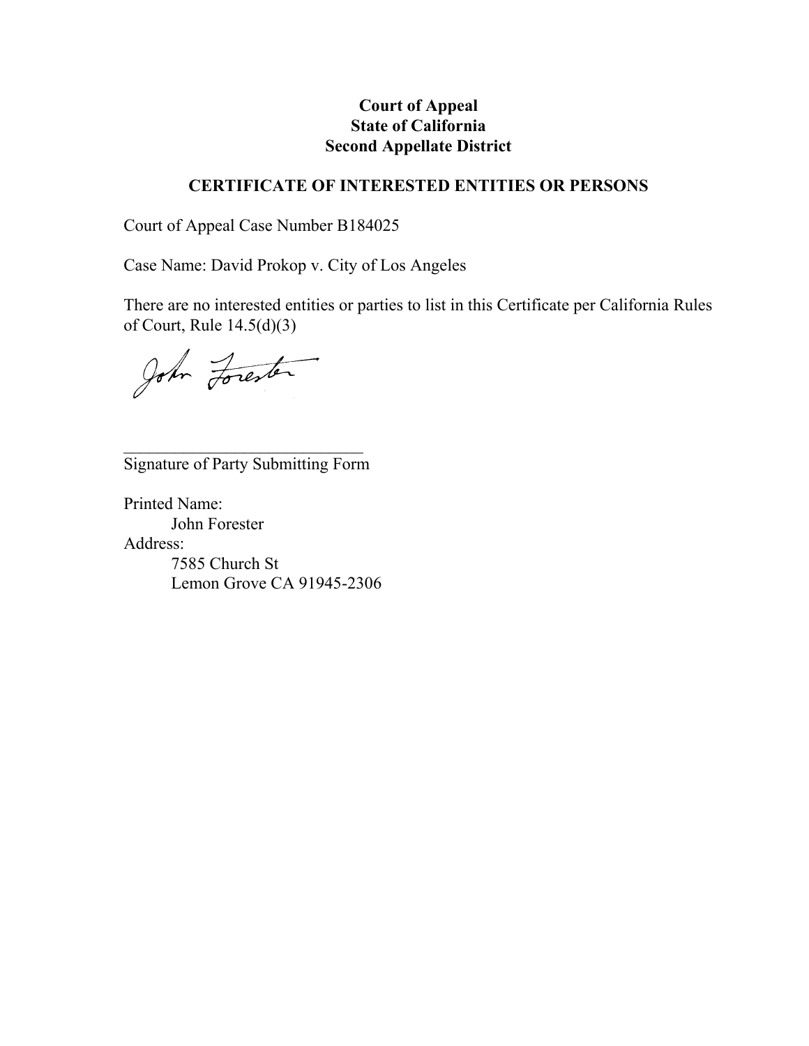**Court of Appeal**
**State of California**
**Second Appellate District**

**CERTIFICATE OF INTERESTED ENTITIES OR PERSONS**

Court of Appeal Case Number B184025

Case Name: David Prokop v. City of Los Angeles

There are no interested entities or parties to list in this Certificate per California Rules of Court, Rule 14.5(d)(3)

John Forester

_____________________________
Signature of Party Submitting Form

Printed Name:
John Forester
Address:
7585 Church St
Lemon Grove CA 91945-2306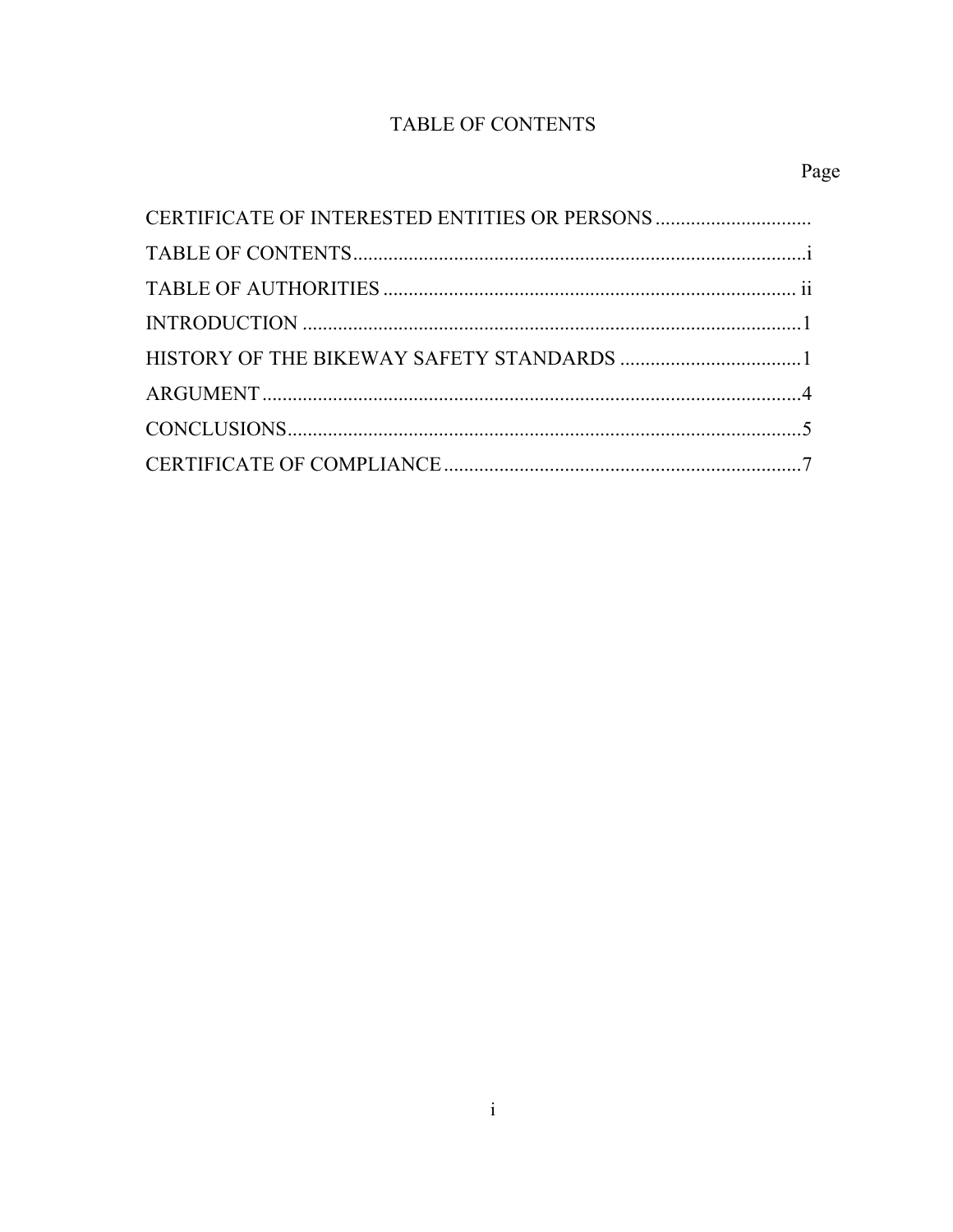# TABLE OF CONTENTS

| | Page |
|---|---|
| CERTIFICATE OF INTERESTED ENTITIES OR PERSONS | |
| TABLE OF CONTENTS | i |
| TABLE OF AUTHORITIES | ii |
| INTRODUCTION | 1 |
| HISTORY OF THE BIKEWAY SAFETY STANDARDS | 1 |
| ARGUMENT | 4 |
| CONCLUSIONS | 5 |
| CERTIFICATE OF COMPLIANCE | 7 |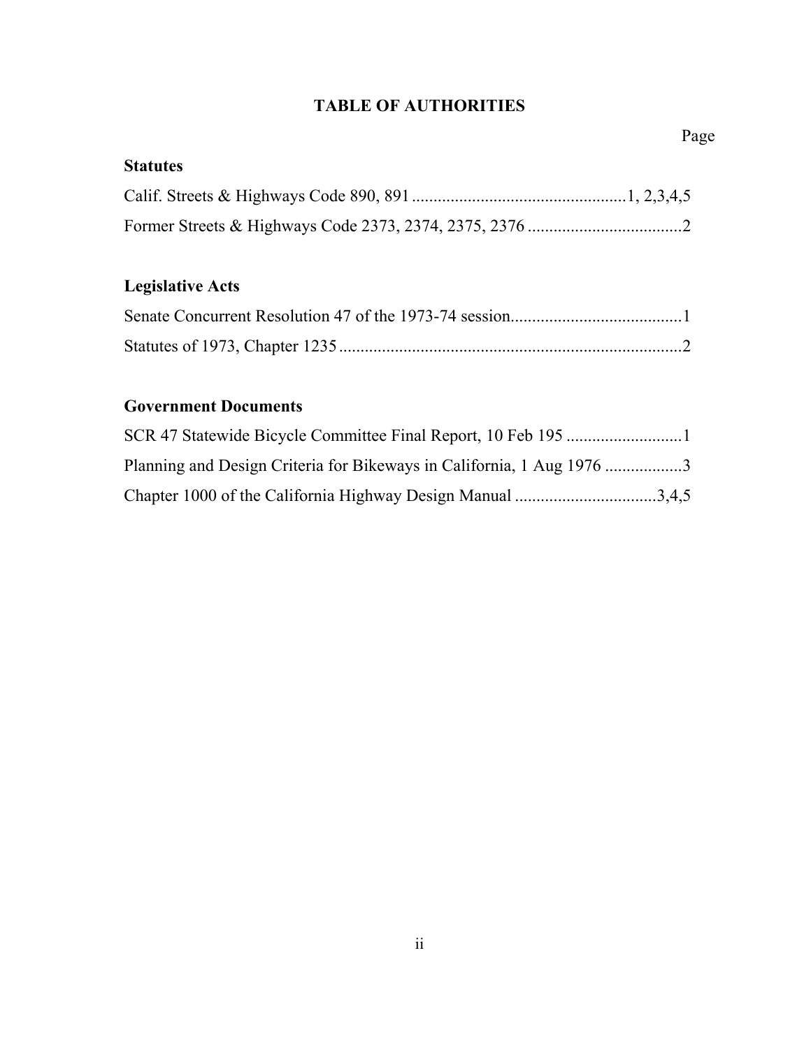# TABLE OF AUTHORITIES

Page

**Statutes**

Calif. Streets & Highways Code 890, 891 ................................................1, 2,3,4,5

Former Streets & Highways Code 2373, 2374, 2375, 2376 ....................................2

**Legislative Acts**

Senate Concurrent Resolution 47 of the 1973-74 session........................................1

Statutes of 1973, Chapter 1235 ................................................................................2

**Government Documents**

SCR 47 Statewide Bicycle Committee Final Report, 10 Feb 195 ...........................1

Planning and Design Criteria for Bikeways in California, 1 Aug 1976 ..................3

Chapter 1000 of the California Highway Design Manual .................................3,4,5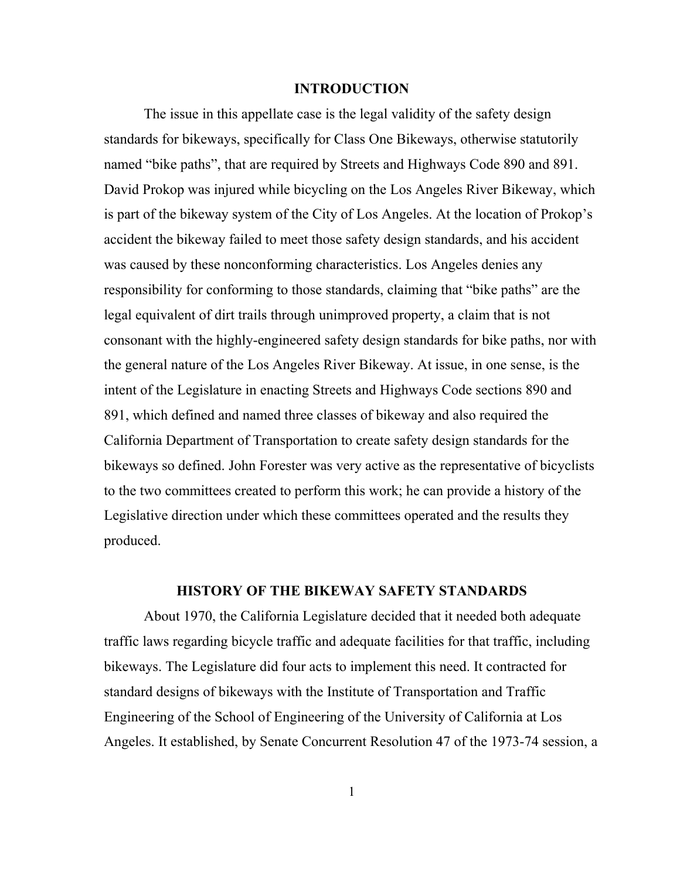## INTRODUCTION

The issue in this appellate case is the legal validity of the safety design standards for bikeways, specifically for Class One Bikeways, otherwise statutorily named “bike paths”, that are required by Streets and Highways Code 890 and 891. David Prokop was injured while bicycling on the Los Angeles River Bikeway, which is part of the bikeway system of the City of Los Angeles. At the location of Prokop’s accident the bikeway failed to meet those safety design standards, and his accident was caused by these nonconforming characteristics. Los Angeles denies any responsibility for conforming to those standards, claiming that “bike paths” are the legal equivalent of dirt trails through unimproved property, a claim that is not consonant with the highly-engineered safety design standards for bike paths, nor with the general nature of the Los Angeles River Bikeway. At issue, in one sense, is the intent of the Legislature in enacting Streets and Highways Code sections 890 and 891, which defined and named three classes of bikeway and also required the California Department of Transportation to create safety design standards for the bikeways so defined. John Forester was very active as the representative of bicyclists to the two committees created to perform this work; he can provide a history of the Legislative direction under which these committees operated and the results they produced.

## HISTORY OF THE BIKEWAY SAFETY STANDARDS

About 1970, the California Legislature decided that it needed both adequate traffic laws regarding bicycle traffic and adequate facilities for that traffic, including bikeways. The Legislature did four acts to implement this need. It contracted for standard designs of bikeways with the Institute of Transportation and Traffic Engineering of the School of Engineering of the University of California at Los Angeles. It established, by Senate Concurrent Resolution 47 of the 1973-74 session, a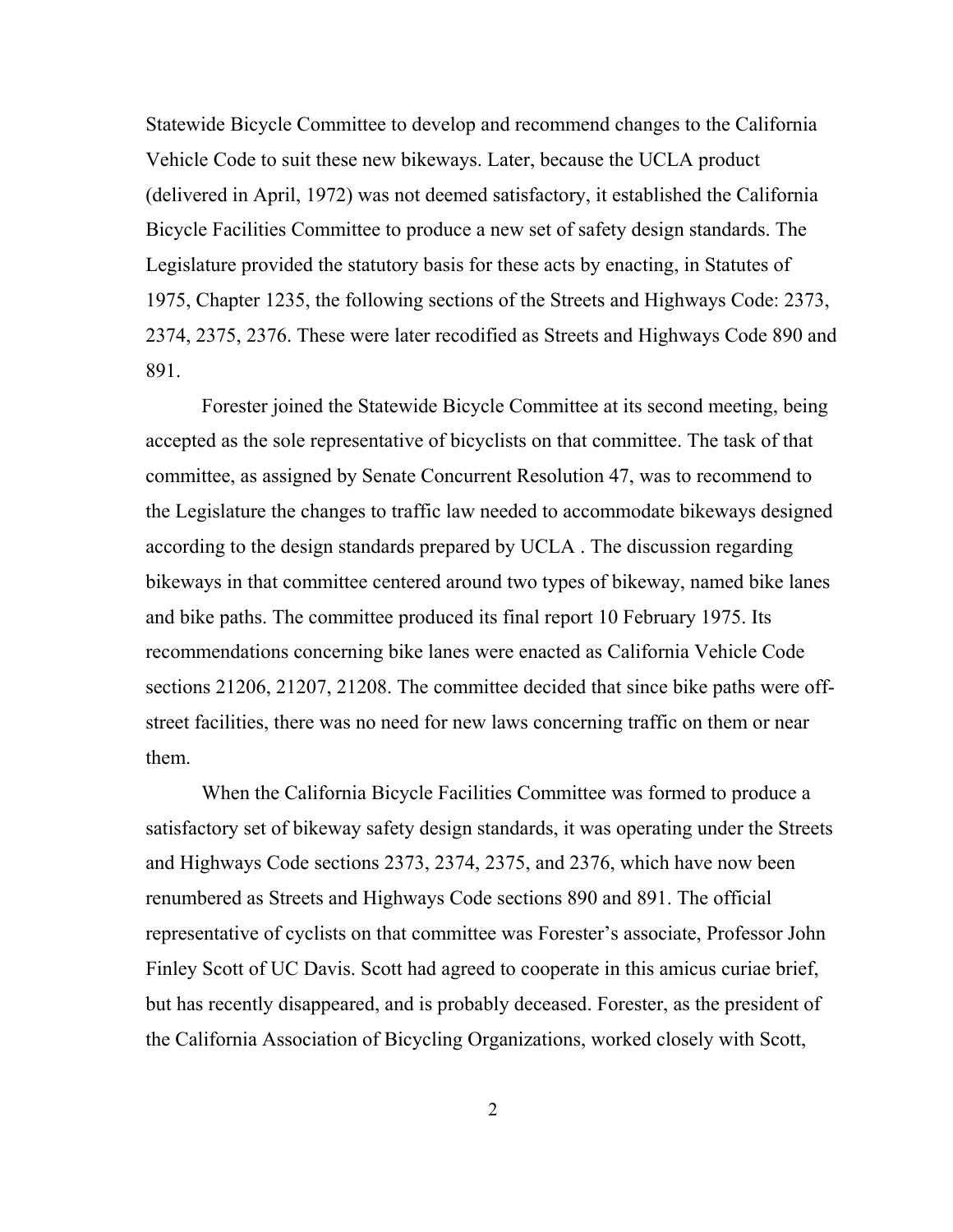Statewide Bicycle Committee to develop and recommend changes to the California Vehicle Code to suit these new bikeways. Later, because the UCLA product (delivered in April, 1972) was not deemed satisfactory, it established the California Bicycle Facilities Committee to produce a new set of safety design standards. The Legislature provided the statutory basis for these acts by enacting, in Statutes of 1975, Chapter 1235, the following sections of the Streets and Highways Code: 2373, 2374, 2375, 2376. These were later recodified as Streets and Highways Code 890 and 891.

Forester joined the Statewide Bicycle Committee at its second meeting, being accepted as the sole representative of bicyclists on that committee. The task of that committee, as assigned by Senate Concurrent Resolution 47, was to recommend to the Legislature the changes to traffic law needed to accommodate bikeways designed according to the design standards prepared by UCLA . The discussion regarding bikeways in that committee centered around two types of bikeway, named bike lanes and bike paths. The committee produced its final report 10 February 1975. Its recommendations concerning bike lanes were enacted as California Vehicle Code sections 21206, 21207, 21208. The committee decided that since bike paths were off-street facilities, there was no need for new laws concerning traffic on them or near them.

When the California Bicycle Facilities Committee was formed to produce a satisfactory set of bikeway safety design standards, it was operating under the Streets and Highways Code sections 2373, 2374, 2375, and 2376, which have now been renumbered as Streets and Highways Code sections 890 and 891. The official representative of cyclists on that committee was Forester's associate, Professor John Finley Scott of UC Davis. Scott had agreed to cooperate in this amicus curiae brief, but has recently disappeared, and is probably deceased. Forester, as the president of the California Association of Bicycling Organizations, worked closely with Scott,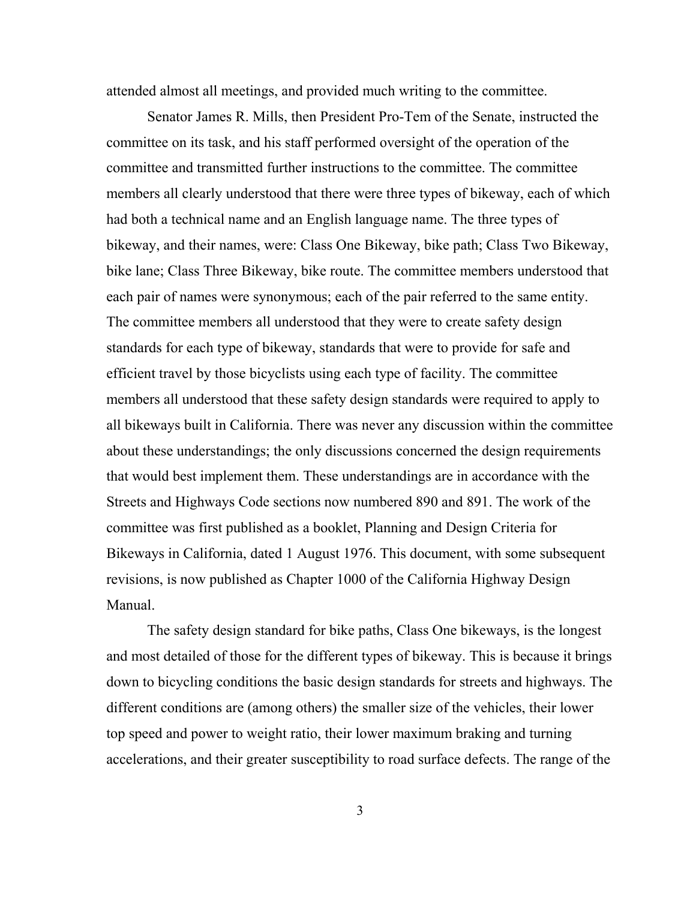attended almost all meetings, and provided much writing to the committee.

Senator James R. Mills, then President Pro-Tem of the Senate, instructed the committee on its task, and his staff performed oversight of the operation of the committee and transmitted further instructions to the committee. The committee members all clearly understood that there were three types of bikeway, each of which had both a technical name and an English language name. The three types of bikeway, and their names, were: Class One Bikeway, bike path; Class Two Bikeway, bike lane; Class Three Bikeway, bike route. The committee members understood that each pair of names were synonymous; each of the pair referred to the same entity. The committee members all understood that they were to create safety design standards for each type of bikeway, standards that were to provide for safe and efficient travel by those bicyclists using each type of facility. The committee members all understood that these safety design standards were required to apply to all bikeways built in California. There was never any discussion within the committee about these understandings; the only discussions concerned the design requirements that would best implement them. These understandings are in accordance with the Streets and Highways Code sections now numbered 890 and 891. The work of the committee was first published as a booklet, Planning and Design Criteria for Bikeways in California, dated 1 August 1976. This document, with some subsequent revisions, is now published as Chapter 1000 of the California Highway Design Manual.

The safety design standard for bike paths, Class One bikeways, is the longest and most detailed of those for the different types of bikeway. This is because it brings down to bicycling conditions the basic design standards for streets and highways. The different conditions are (among others) the smaller size of the vehicles, their lower top speed and power to weight ratio, their lower maximum braking and turning accelerations, and their greater susceptibility to road surface defects. The range of the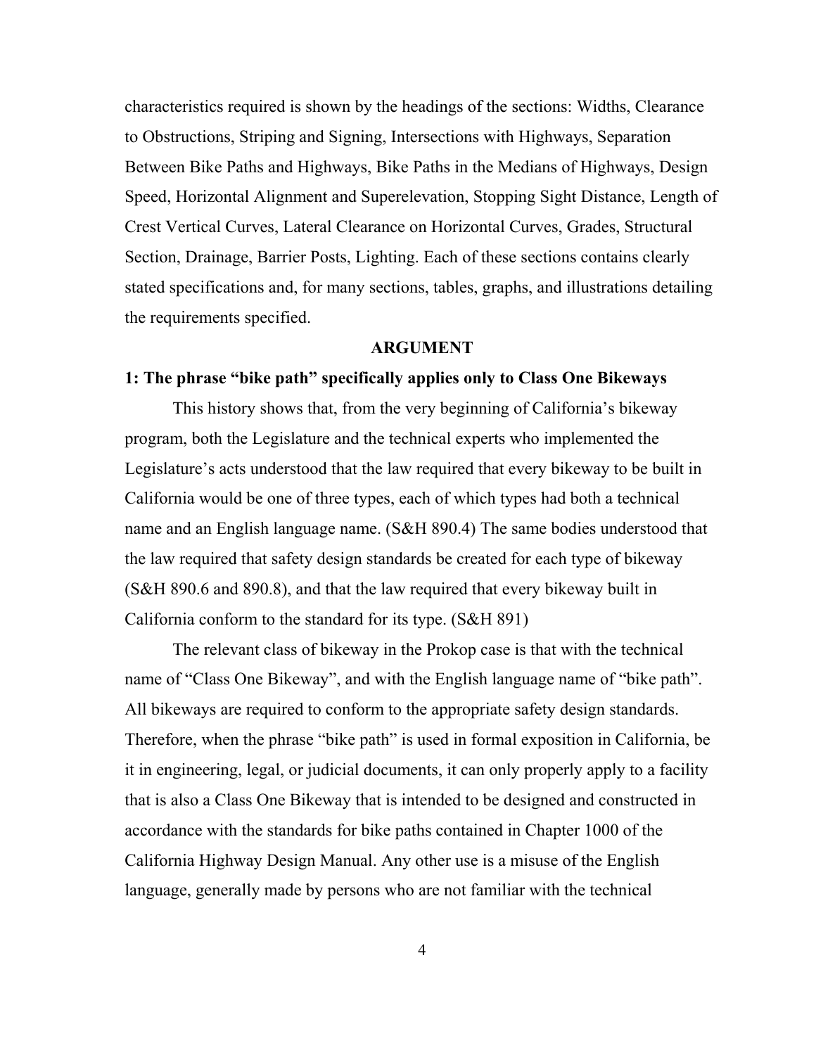characteristics required is shown by the headings of the sections: Widths, Clearance to Obstructions, Striping and Signing, Intersections with Highways, Separation Between Bike Paths and Highways, Bike Paths in the Medians of Highways, Design Speed, Horizontal Alignment and Superelevation, Stopping Sight Distance, Length of Crest Vertical Curves, Lateral Clearance on Horizontal Curves, Grades, Structural Section, Drainage, Barrier Posts, Lighting. Each of these sections contains clearly stated specifications and, for many sections, tables, graphs, and illustrations detailing the requirements specified.

## ARGUMENT

### 1: The phrase "bike path" specifically applies only to Class One Bikeways

This history shows that, from the very beginning of California's bikeway program, both the Legislature and the technical experts who implemented the Legislature's acts understood that the law required that every bikeway to be built in California would be one of three types, each of which types had both a technical name and an English language name. (S&H 890.4) The same bodies understood that the law required that safety design standards be created for each type of bikeway (S&H 890.6 and 890.8), and that the law required that every bikeway built in California conform to the standard for its type. (S&H 891)

The relevant class of bikeway in the Prokop case is that with the technical name of "Class One Bikeway", and with the English language name of "bike path". All bikeways are required to conform to the appropriate safety design standards. Therefore, when the phrase "bike path" is used in formal exposition in California, be it in engineering, legal, or judicial documents, it can only properly apply to a facility that is also a Class One Bikeway that is intended to be designed and constructed in accordance with the standards for bike paths contained in Chapter 1000 of the California Highway Design Manual. Any other use is a misuse of the English language, generally made by persons who are not familiar with the technical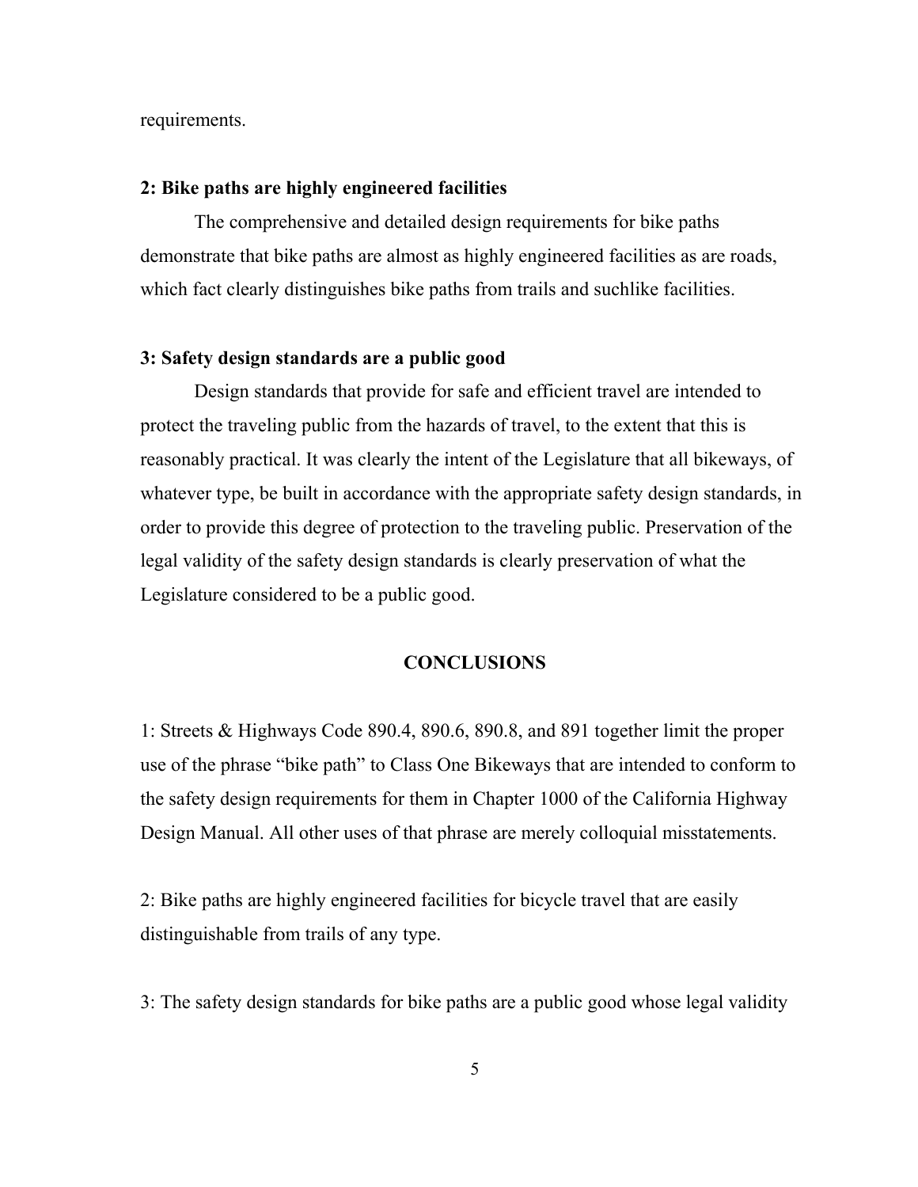requirements.

**2: Bike paths are highly engineered facilities**

The comprehensive and detailed design requirements for bike paths demonstrate that bike paths are almost as highly engineered facilities as are roads, which fact clearly distinguishes bike paths from trails and suchlike facilities.

**3: Safety design standards are a public good**

Design standards that provide for safe and efficient travel are intended to protect the traveling public from the hazards of travel, to the extent that this is reasonably practical. It was clearly the intent of the Legislature that all bikeways, of whatever type, be built in accordance with the appropriate safety design standards, in order to provide this degree of protection to the traveling public. Preservation of the legal validity of the safety design standards is clearly preservation of what the Legislature considered to be a public good.

## CONCLUSIONS

1: Streets & Highways Code 890.4, 890.6, 890.8, and 891 together limit the proper use of the phrase “bike path” to Class One Bikeways that are intended to conform to the safety design requirements for them in Chapter 1000 of the California Highway Design Manual. All other uses of that phrase are merely colloquial misstatements.

2: Bike paths are highly engineered facilities for bicycle travel that are easily distinguishable from trails of any type.

3: The safety design standards for bike paths are a public good whose legal validity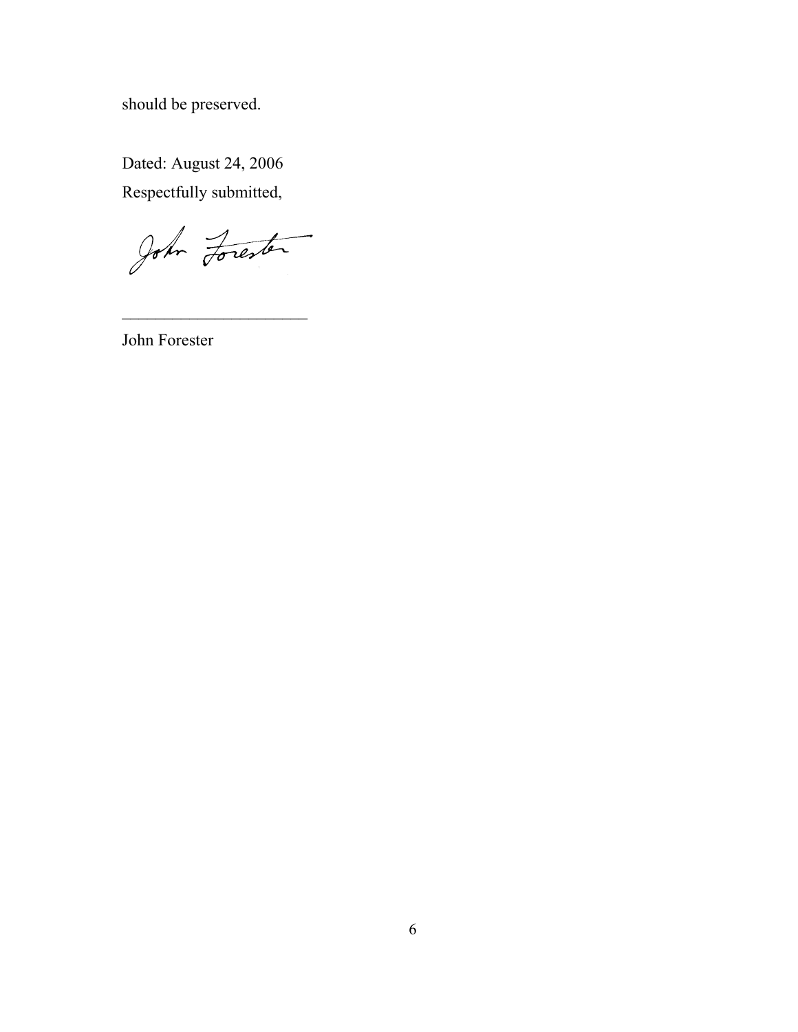should be preserved.

Dated: August 24, 2006

Respectfully submitted,

_______________________

John Forester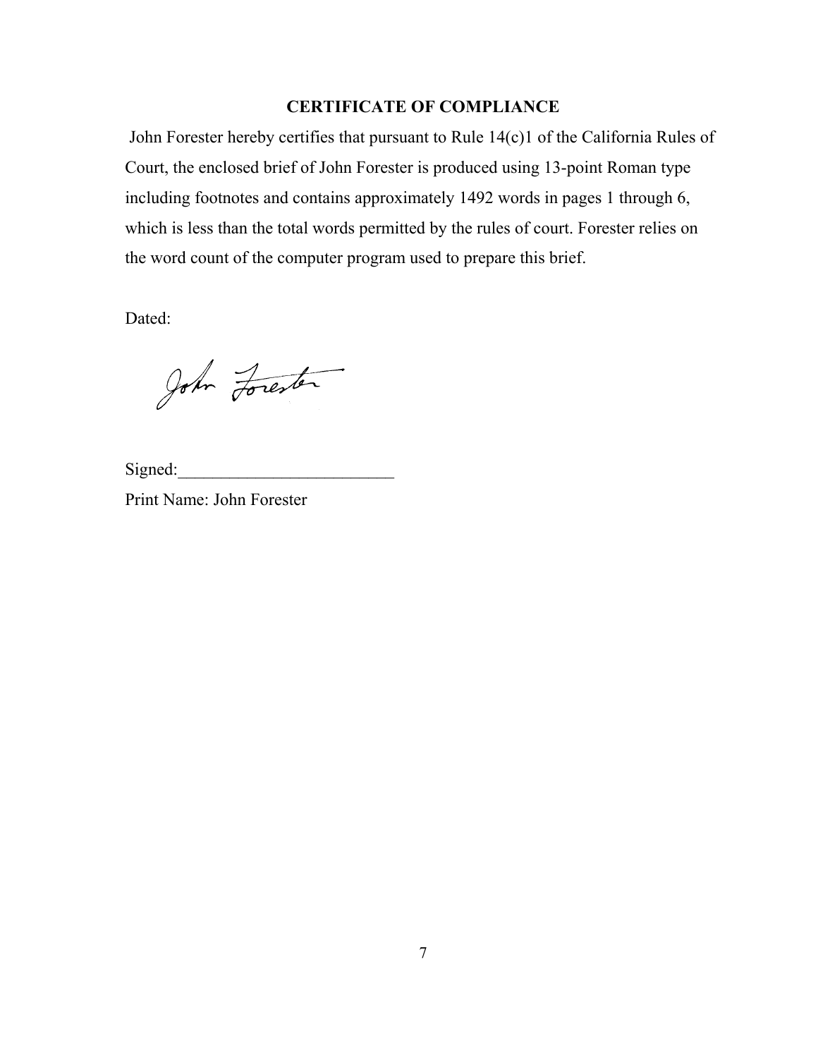## CERTIFICATE OF COMPLIANCE

John Forester hereby certifies that pursuant to Rule 14(c)1 of the California Rules of Court, the enclosed brief of John Forester is produced using 13-point Roman type including footnotes and contains approximately 1492 words in pages 1 through 6, which is less than the total words permitted by the rules of court. Forester relies on the word count of the computer program used to prepare this brief.

Dated:

Signed:_________________________

Print Name: John Forester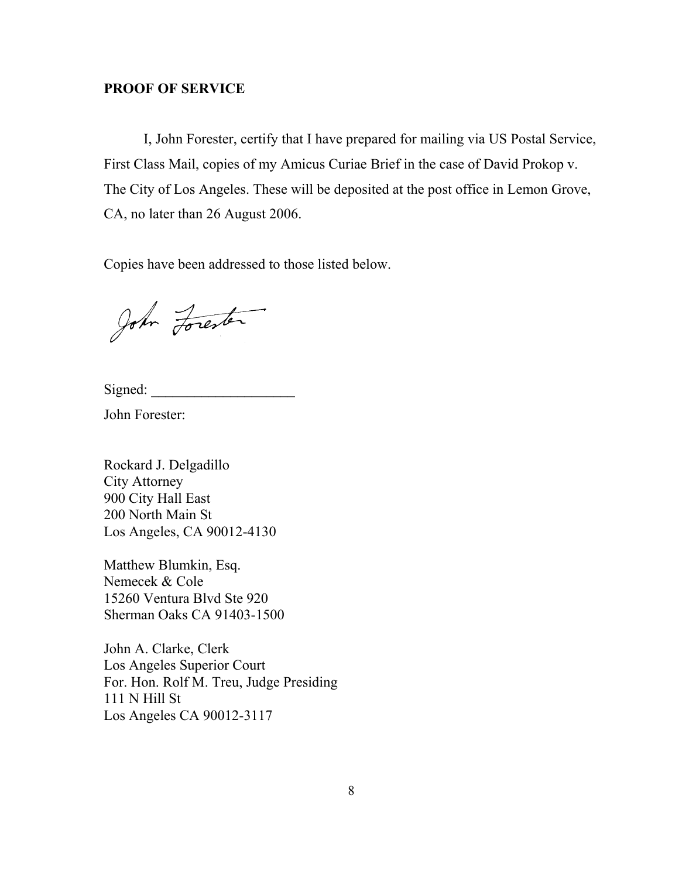**PROOF OF SERVICE**

I, John Forester, certify that I have prepared for mailing via US Postal Service, First Class Mail, copies of my Amicus Curiae Brief in the case of David Prokop v. The City of Los Angeles. These will be deposited at the post office in Lemon Grove, CA, no later than 26 August 2006.

Copies have been addressed to those listed below.

Signed: ____________________

John Forester:

Rockard J. Delgadillo
City Attorney
900 City Hall East
200 North Main St
Los Angeles, CA 90012-4130

Matthew Blumkin, Esq.
Nemecek & Cole
15260 Ventura Blvd Ste 920
Sherman Oaks CA 91403-1500

John A. Clarke, Clerk
Los Angeles Superior Court
For. Hon. Rolf M. Treu, Judge Presiding
111 N Hill St
Los Angeles CA 90012-3117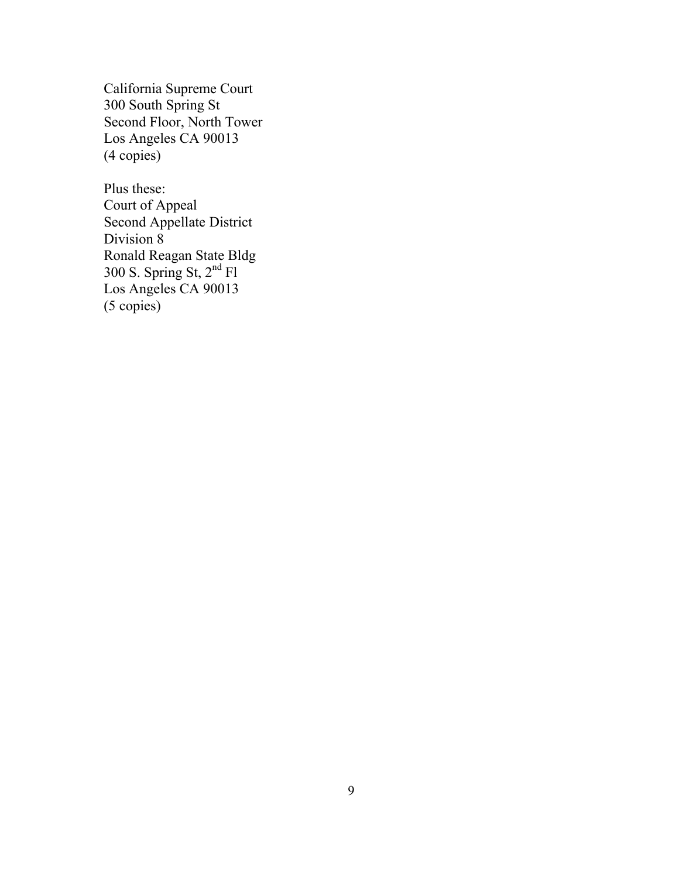California Supreme Court
300 South Spring St
Second Floor, North Tower
Los Angeles CA 90013
(4 copies)

Plus these:
Court of Appeal
Second Appellate District
Division 8
Ronald Reagan State Bldg
300 S. Spring St, 2nd Fl
Los Angeles CA 90013
(5 copies)